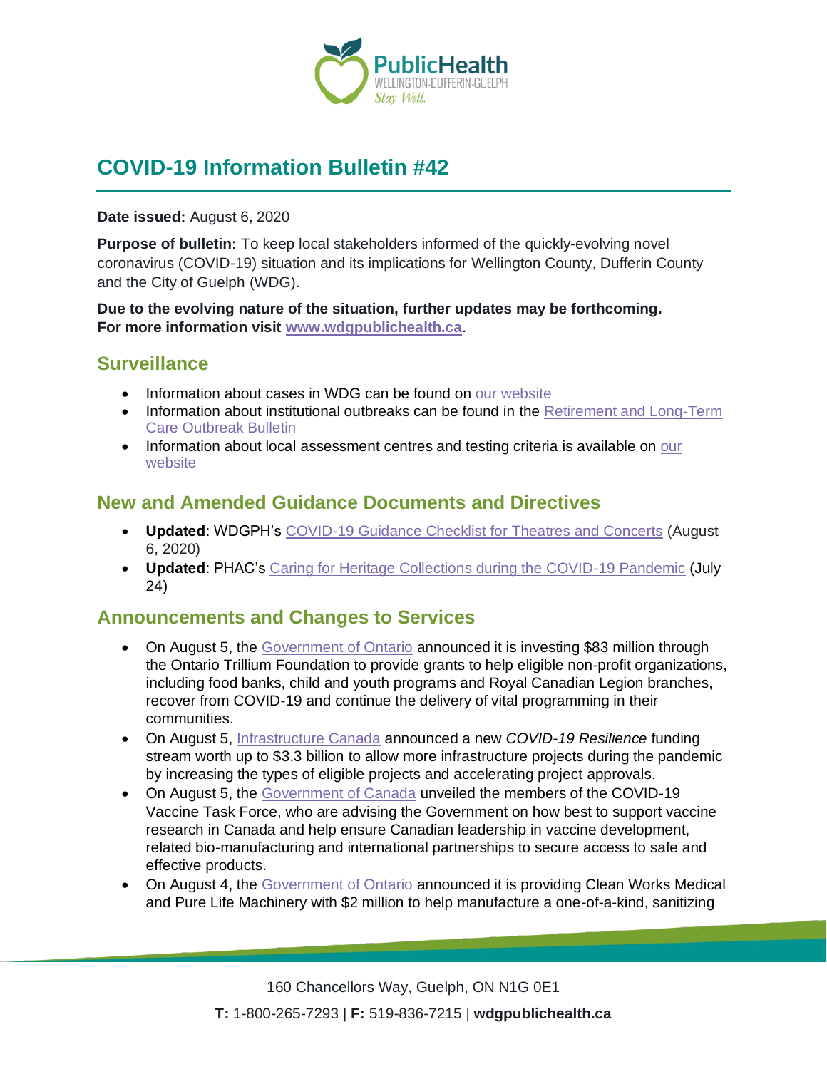# COVID-19 Information Bulletin #42

**Date issued:** August 6, 2020

**Purpose of bulletin:** To keep local stakeholders informed of the quickly-evolving novel coronavirus (COVID-19) situation and its implications for Wellington County, Dufferin County and the City of Guelph (WDG).

**Due to the evolving nature of the situation, further updates may be forthcoming. For more information visit [www.wdgpublichealth.ca](www.wdgpublichealth.ca).**

## Surveillance

- Information about cases in WDG can be found on our website
- Information about institutional outbreaks can be found in the Retirement and Long-Term Care Outbreak Bulletin
- Information about local assessment centres and testing criteria is available on our website

## New and Amended Guidance Documents and Directives

- **Updated**: WDGPH's COVID-19 Guidance Checklist for Theatres and Concerts (August 6, 2020)
- **Updated**: PHAC's Caring for Heritage Collections during the COVID-19 Pandemic (July 24)

## Announcements and Changes to Services

- On August 5, the Government of Ontario announced it is investing $83 million through the Ontario Trillium Foundation to provide grants to help eligible non-profit organizations, including food banks, child and youth programs and Royal Canadian Legion branches, recover from COVID-19 and continue the delivery of vital programming in their communities.
- On August 5, Infrastructure Canada announced a new *COVID-19 Resilience* funding stream worth up to $3.3 billion to allow more infrastructure projects during the pandemic by increasing the types of eligible projects and accelerating project approvals.
- On August 5, the Government of Canada unveiled the members of the COVID-19 Vaccine Task Force, who are advising the Government on how best to support vaccine research in Canada and help ensure Canadian leadership in vaccine development, related bio-manufacturing and international partnerships to secure access to safe and effective products.
- On August 4, the Government of Ontario announced it is providing Clean Works Medical and Pure Life Machinery with $2 million to help manufacture a one-of-a-kind, sanitizing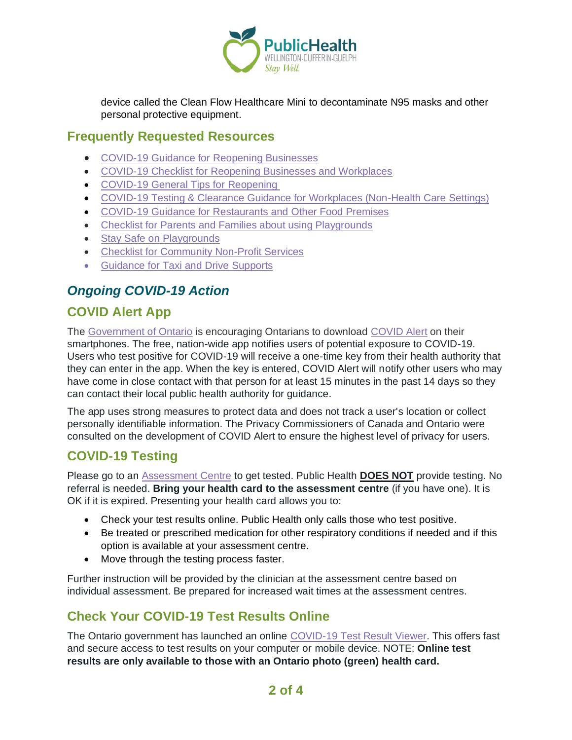device called the Clean Flow Healthcare Mini to decontaminate N95 masks and other personal protective equipment.

## Frequently Requested Resources

- COVID-19 Guidance for Reopening Businesses
- COVID-19 Checklist for Reopening Businesses and Workplaces
- COVID-19 General Tips for Reopening
- COVID-19 Testing & Clearance Guidance for Workplaces (Non-Health Care Settings)
- COVID-19 Guidance for Restaurants and Other Food Premises
- Checklist for Parents and Families about using Playgrounds
- Stay Safe on Playgrounds
- Checklist for Community Non-Profit Services
- Guidance for Taxi and Drive Supports

# *Ongoing COVID-19 Action*

## COVID Alert App

The Government of Ontario is encouraging Ontarians to download COVID Alert on their smartphones. The free, nation-wide app notifies users of potential exposure to COVID-19. Users who test positive for COVID-19 will receive a one-time key from their health authority that they can enter in the app. When the key is entered, COVID Alert will notify other users who may have come in close contact with that person for at least 15 minutes in the past 14 days so they can contact their local public health authority for guidance.

The app uses strong measures to protect data and does not track a user's location or collect personally identifiable information. The Privacy Commissioners of Canada and Ontario were consulted on the development of COVID Alert to ensure the highest level of privacy for users.

## COVID-19 Testing

Please go to an Assessment Centre to get tested. Public Health **DOES NOT** provide testing. No referral is needed. **Bring your health card to the assessment centre** (if you have one). It is OK if it is expired. Presenting your health card allows you to:

- Check your test results online. Public Health only calls those who test positive.
- Be treated or prescribed medication for other respiratory conditions if needed and if this option is available at your assessment centre.
- Move through the testing process faster.

Further instruction will be provided by the clinician at the assessment centre based on individual assessment. Be prepared for increased wait times at the assessment centres.

## Check Your COVID-19 Test Results Online

The Ontario government has launched an online COVID-19 Test Result Viewer. This offers fast and secure access to test results on your computer or mobile device. NOTE: **Online test results are only available to those with an Ontario photo (green) health card.**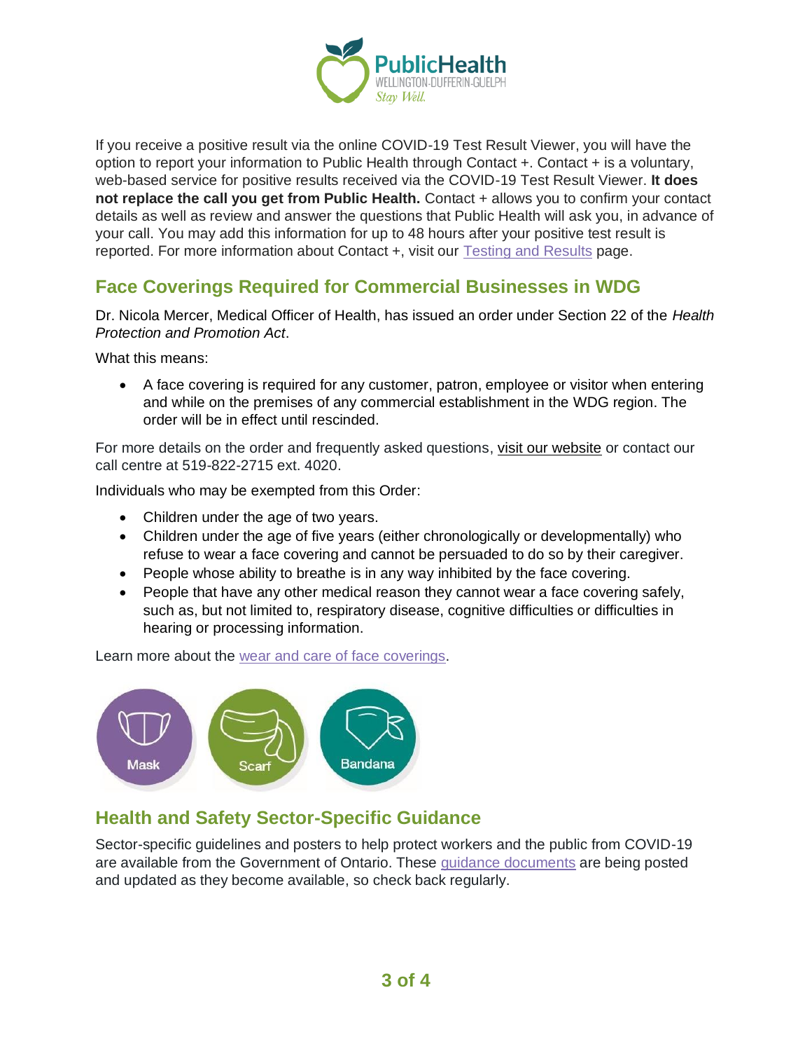If you receive a positive result via the online COVID-19 Test Result Viewer, you will have the option to report your information to Public Health through Contact +. Contact + is a voluntary, web-based service for positive results received via the COVID-19 Test Result Viewer. **It does not replace the call you get from Public Health.** Contact + allows you to confirm your contact details as well as review and answer the questions that Public Health will ask you, in advance of your call. You may add this information for up to 48 hours after your positive test result is reported. For more information about Contact +, visit our Testing and Results page.

## Face Coverings Required for Commercial Businesses in WDG

Dr. Nicola Mercer, Medical Officer of Health, has issued an order under Section 22 of the *Health Protection and Promotion Act*.

What this means:

- A face covering is required for any customer, patron, employee or visitor when entering and while on the premises of any commercial establishment in the WDG region. The order will be in effect until rescinded.

For more details on the order and frequently asked questions, visit our website or contact our call centre at 519-822-2715 ext. 4020.

Individuals who may be exempted from this Order:

- Children under the age of two years.
- Children under the age of five years (either chronologically or developmentally) who refuse to wear a face covering and cannot be persuaded to do so by their caregiver.
- People whose ability to breathe is in any way inhibited by the face covering.
- People that have any other medical reason they cannot wear a face covering safely, such as, but not limited to, respiratory disease, cognitive difficulties or difficulties in hearing or processing information.

Learn more about the wear and care of face coverings.

Mask Scarf Bandana

## Health and Safety Sector-Specific Guidance

Sector-specific guidelines and posters to help protect workers and the public from COVID-19 are available from the Government of Ontario. These guidance documents are being posted and updated as they become available, so check back regularly.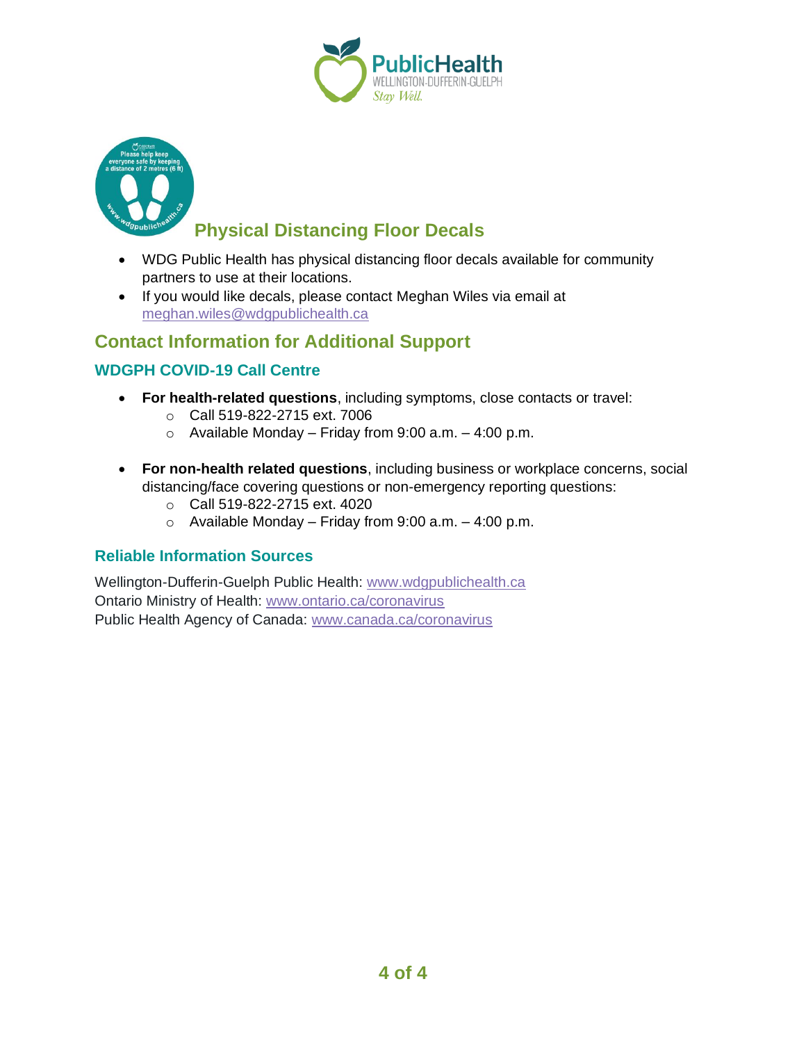## Physical Distancing Floor Decals

- WDG Public Health has physical distancing floor decals available for community partners to use at their locations.
- If you would like decals, please contact Meghan Wiles via email at meghan.wiles@wdgpublichealth.ca

## Contact Information for Additional Support

### WDGPH COVID-19 Call Centre

- **For health-related questions**, including symptoms, close contacts or travel:
  - Call 519-822-2715 ext. 7006
  - Available Monday – Friday from 9:00 a.m. – 4:00 p.m.

- **For non-health related questions**, including business or workplace concerns, social distancing/face covering questions or non-emergency reporting questions:
  - Call 519-822-2715 ext. 4020
  - Available Monday – Friday from 9:00 a.m. – 4:00 p.m.

### Reliable Information Sources

Wellington-Dufferin-Guelph Public Health: www.wdgpublichealth.ca
Ontario Ministry of Health: www.ontario.ca/coronavirus
Public Health Agency of Canada: www.canada.ca/coronavirus